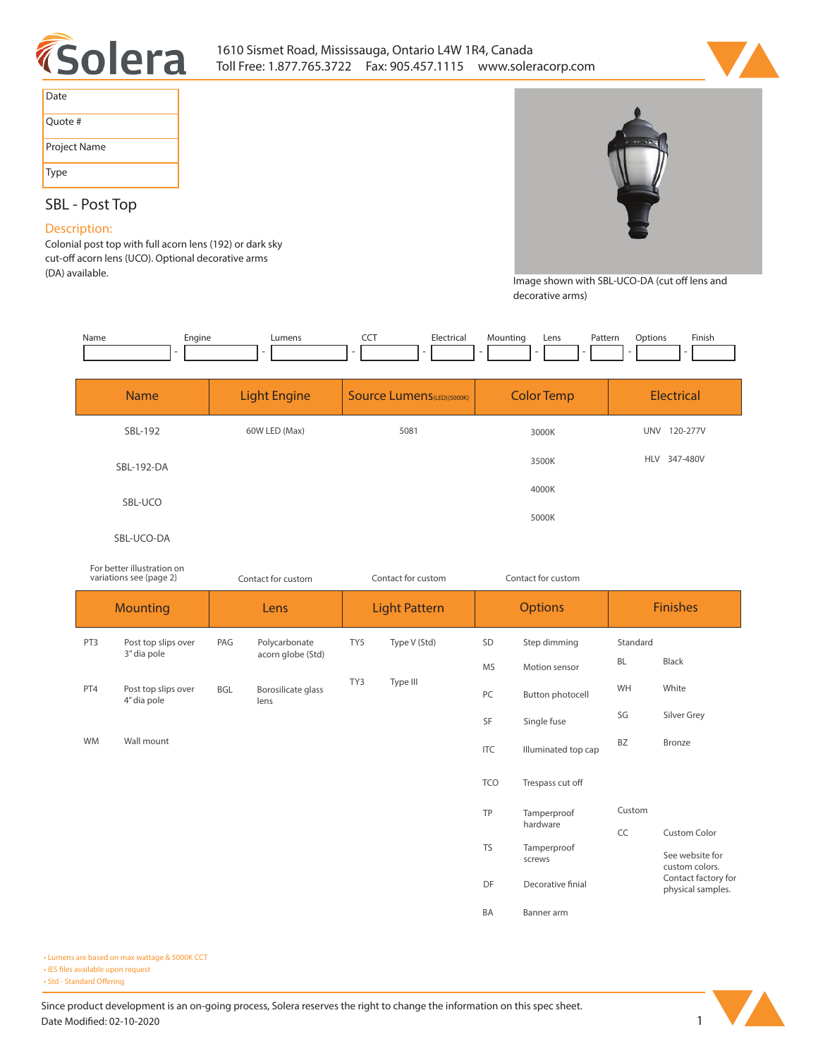1610 Sismet Road, Mississauga, Ontario L4W 1R4, Canada
Toll Free: 1.877.765.3722 Fax: 905.457.1115 www.soleracorp.com

| Date | |
|---|---|
| Quote # | |
| Project Name | |
| Type | |

## SBL - Post Top

### Description:

Colonial post top with full acorn lens (192) or dark sky cut-off acorn lens (UCO). Optional decorative arms (DA) available.

Image shown with SBL-UCO-DA (cut off lens and decorative arms)

| Name | Engine | Lumens | CCT | Electrical | Mounting | Lens | Pattern | Options | Finish |
|---|---|---|---|---|---|---|---|---|---|
| | | | | | | | | | |

| Name | Light Engine | Source Lumens (LED)(5000K) | Color Temp | Electrical |
|---|---|---|---|---|
| SBL-192 | 60W LED (Max) | 5081 | 3000K | UNV 120-277V |
| SBL-192-DA | | | 3500K | HLV 347-480V |
| SBL-UCO | | | 4000K | |
| SBL-UCO-DA | | | 5000K | |
| For better illustration on variations see (page 2) | Contact for custom | Contact for custom | Contact for custom | |

| Mounting | | Lens | | Light Pattern | | Options | | Finishes | |
|---|---|---|---|---|---|---|---|---|---|
| PT3 | Post top slips over 3" dia pole | PAG | Polycarbonate acorn globe (Std) | TY5 | Type V (Std) | SD | Step dimming | Standard | |
| | | | | | | MS | Motion sensor | BL | Black |
| PT4 | Post top slips over 4" dia pole | BGL | Borosilicate glass lens | TY3 | Type III | PC | Button photocell | WH | White |
| | | | | | | SF | Single fuse | SG | Silver Grey |
| WM | Wall mount | | | | | ITC | Illuminated top cap | BZ | Bronze |
| | | | | | | TCO | Trespass cut off | | |
| | | | | | | TP | Tamperproof hardware | Custom | |
| | | | | | | TS | Tamperproof screws | CC | Custom Color |
| | | | | | | DF | Decorative finial | | See website for custom colors. Contact factory for physical samples. |
| | | | | | | BA | Banner arm | | |

- Lumens are based on max wattage & 5000K CCT
- IES files available upon request
- Std - Standard Offering

Since product development is an on-going process, Solera reserves the right to change the information on this spec sheet.
Date Modified: 02-10-2020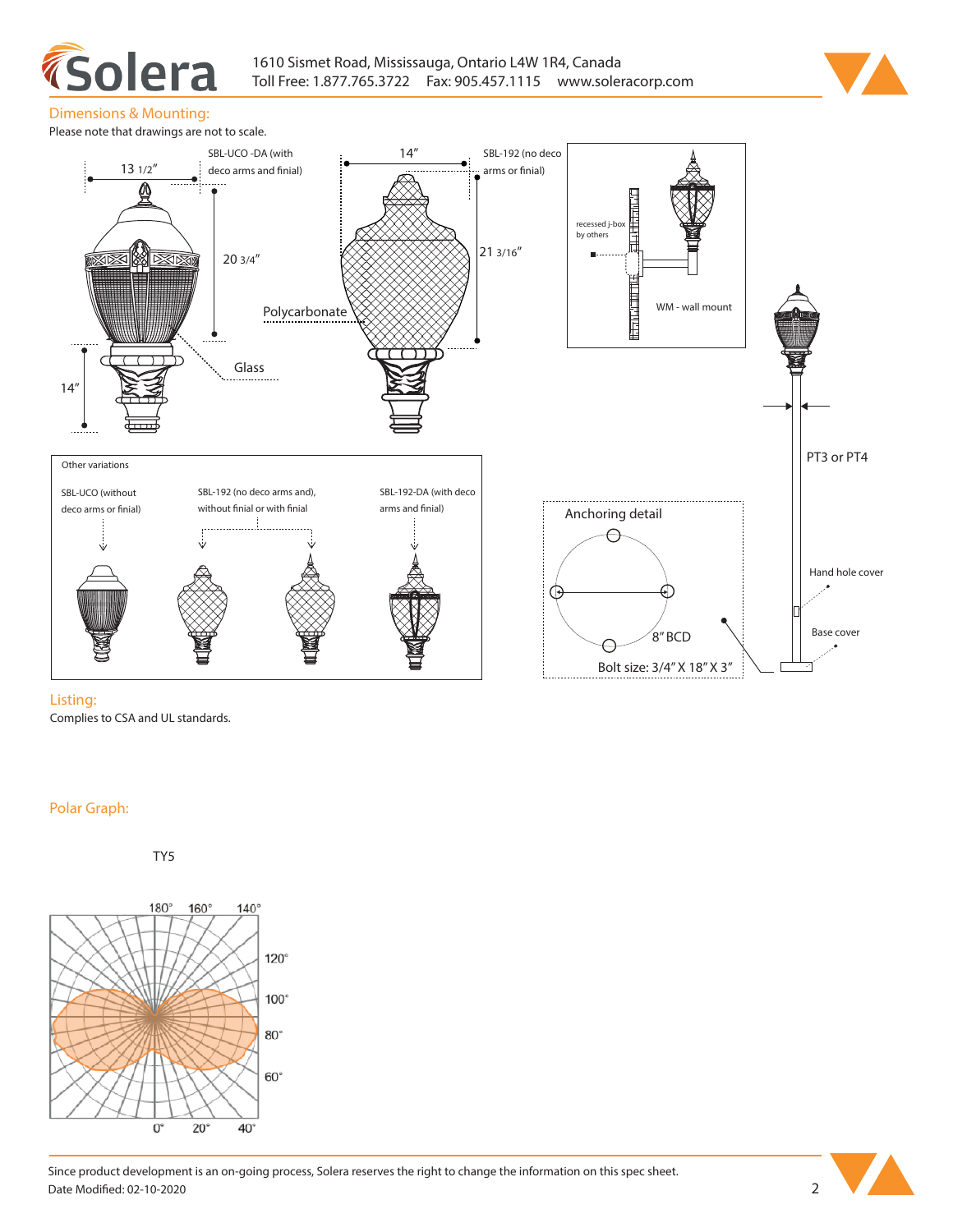Solera

1610 Sismet Road, Mississauga, Ontario L4W 1R4, Canada
Toll Free: 1.877.765.3722 Fax: 905.457.1115 www.soleracorp.com

## Dimensions & Mounting:

Please note that drawings are not to scale.

SBL-UCO -DA (with deco arms and finial)

13 1/2″

20 3/4″

14″

Glass

14″

SBL-192 (no deco arms or finial)

21 3/16″

Polycarbonate

recessed j-box by others

WM - wall mount

PT3 or PT4

Hand hole cover

Base cover

Other variations

SBL-UCO (without deco arms or finial)

SBL-192 (no deco arms and), without finial or with finial

SBL-192-DA (with deco arms and finial)

Anchoring detail

8″ BCD

Bolt size: 3/4″ X 18″ X 3″

## Listing:

Complies to CSA and UL standards.

## Polar Graph:

TY5

180° 160° 140°

120°

100°

80°

60°

0° 20° 40°

Since product development is an on-going process, Solera reserves the right to change the information on this spec sheet.
Date Modified: 02-10-2020